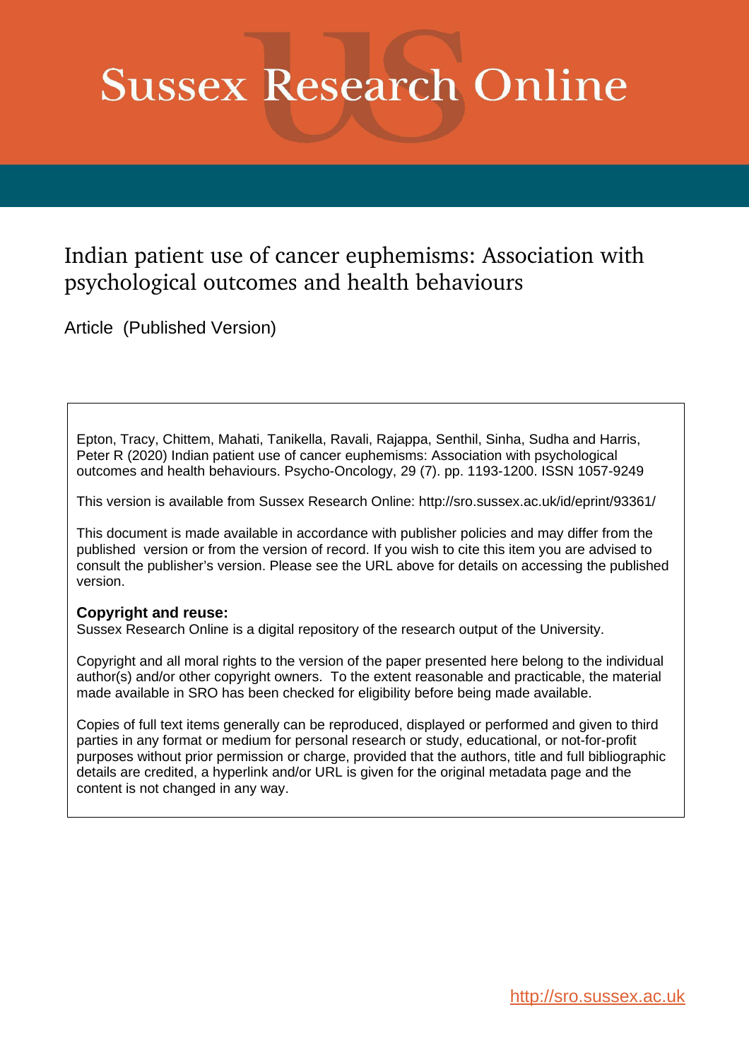# Sussex Research Online

## Indian patient use of cancer euphemisms: Association with psychological outcomes and health behaviours

Article (Published Version)

Epton, Tracy, Chittem, Mahati, Tanikella, Ravali, Rajappa, Senthil, Sinha, Sudha and Harris, Peter R (2020) Indian patient use of cancer euphemisms: Association with psychological outcomes and health behaviours. Psycho-Oncology, 29 (7). pp. 1193-1200. ISSN 1057-9249

This version is available from Sussex Research Online: http://sro.sussex.ac.uk/id/eprint/93361/

This document is made available in accordance with publisher policies and may differ from the published version or from the version of record. If you wish to cite this item you are advised to consult the publisher's version. Please see the URL above for details on accessing the published version.

**Copyright and reuse:**
Sussex Research Online is a digital repository of the research output of the University.

Copyright and all moral rights to the version of the paper presented here belong to the individual author(s) and/or other copyright owners. To the extent reasonable and practicable, the material made available in SRO has been checked for eligibility before being made available.

Copies of full text items generally can be reproduced, displayed or performed and given to third parties in any format or medium for personal research or study, educational, or not-for-profit purposes without prior permission or charge, provided that the authors, title and full bibliographic details are credited, a hyperlink and/or URL is given for the original metadata page and the content is not changed in any way.

http://sro.sussex.ac.uk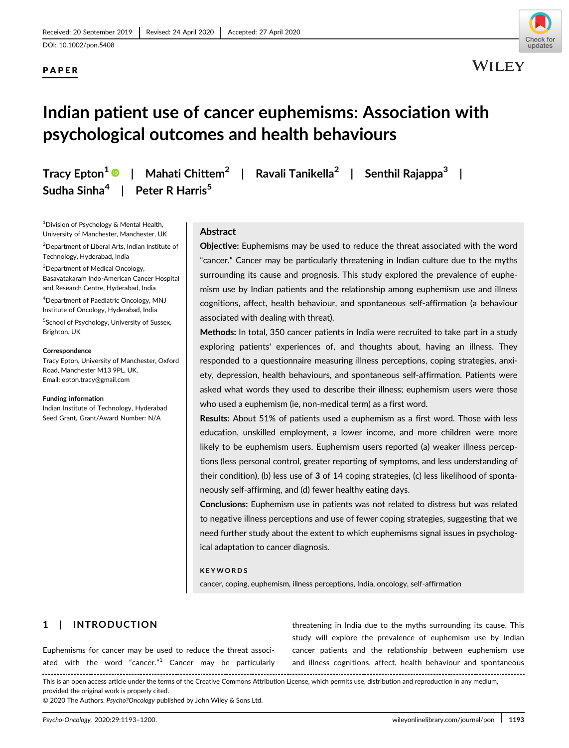Received: 20 September 2019 | Revised: 24 April 2020 | Accepted: 27 April 2020

DOI: 10.1002/pon.5408

**PAPER**

# Indian patient use of cancer euphemisms: Association with psychological outcomes and health behaviours

Tracy Epton[1] | Mahati Chittem[2] | Ravali Tanikella[2] | Senthil Rajappa[3] | Sudha Sinha[4] | Peter R Harris[5]

[1]Division of Psychology & Mental Health, University of Manchester, Manchester, UK

[2]Department of Liberal Arts, Indian Institute of Technology, Hyderabad, India

[3]Department of Medical Oncology, Basavatakaram Indo-American Cancer Hospital and Research Centre, Hyderabad, India

[4]Department of Paediatric Oncology, MNJ Institute of Oncology, Hyderabad, India

[5]School of Psychology, University of Sussex, Brighton, UK

**Correspondence**
Tracy Epton, University of Manchester, Oxford Road, Manchester M13 9PL, UK.
Email: epton.tracy@gmail.com

**Funding information**
Indian Institute of Technology, Hyderabad Seed Grant, Grant/Award Number: N/A

## Abstract

**Objective:** Euphemisms may be used to reduce the threat associated with the word "cancer." Cancer may be particularly threatening in Indian culture due to the myths surrounding its cause and prognosis. This study explored the prevalence of euphemism use by Indian patients and the relationship among euphemism use and illness cognitions, affect, health behaviour, and spontaneous self-affirmation (a behaviour associated with dealing with threat).

**Methods:** In total, 350 cancer patients in India were recruited to take part in a study exploring patients' experiences of, and thoughts about, having an illness. They responded to a questionnaire measuring illness perceptions, coping strategies, anxiety, depression, health behaviours, and spontaneous self-affirmation. Patients were asked what words they used to describe their illness; euphemism users were those who used a euphemism (ie, non-medical term) as a first word.

**Results:** About 51% of patients used a euphemism as a first word. Those with less education, unskilled employment, a lower income, and more children were more likely to be euphemism users. Euphemism users reported (a) weaker illness perceptions (less personal control, greater reporting of symptoms, and less understanding of their condition), (b) less use of **3** of 14 coping strategies, (c) less likelihood of spontaneously self-affirming, and (d) fewer healthy eating days.

**Conclusions:** Euphemism use in patients was not related to distress but was related to negative illness perceptions and use of fewer coping strategies, suggesting that we need further study about the extent to which euphemisms signal issues in psychological adaptation to cancer diagnosis.

**KEYWORDS**

cancer, coping, euphemism, illness perceptions, India, oncology, self-affirmation

## 1 | INTRODUCTION

Euphemisms for cancer may be used to reduce the threat associated with the word "cancer."[1] Cancer may be particularly threatening in India due to the myths surrounding its cause. This study will explore the prevalence of euphemism use by Indian cancer patients and the relationship between euphemism use and illness cognitions, affect, health behaviour and spontaneous

This is an open access article under the terms of the Creative Commons Attribution License, which permits use, distribution and reproduction in any medium, provided the original work is properly cited.
© 2020 The Authors. *Psycho?Oncology* published by John Wiley & Sons Ltd.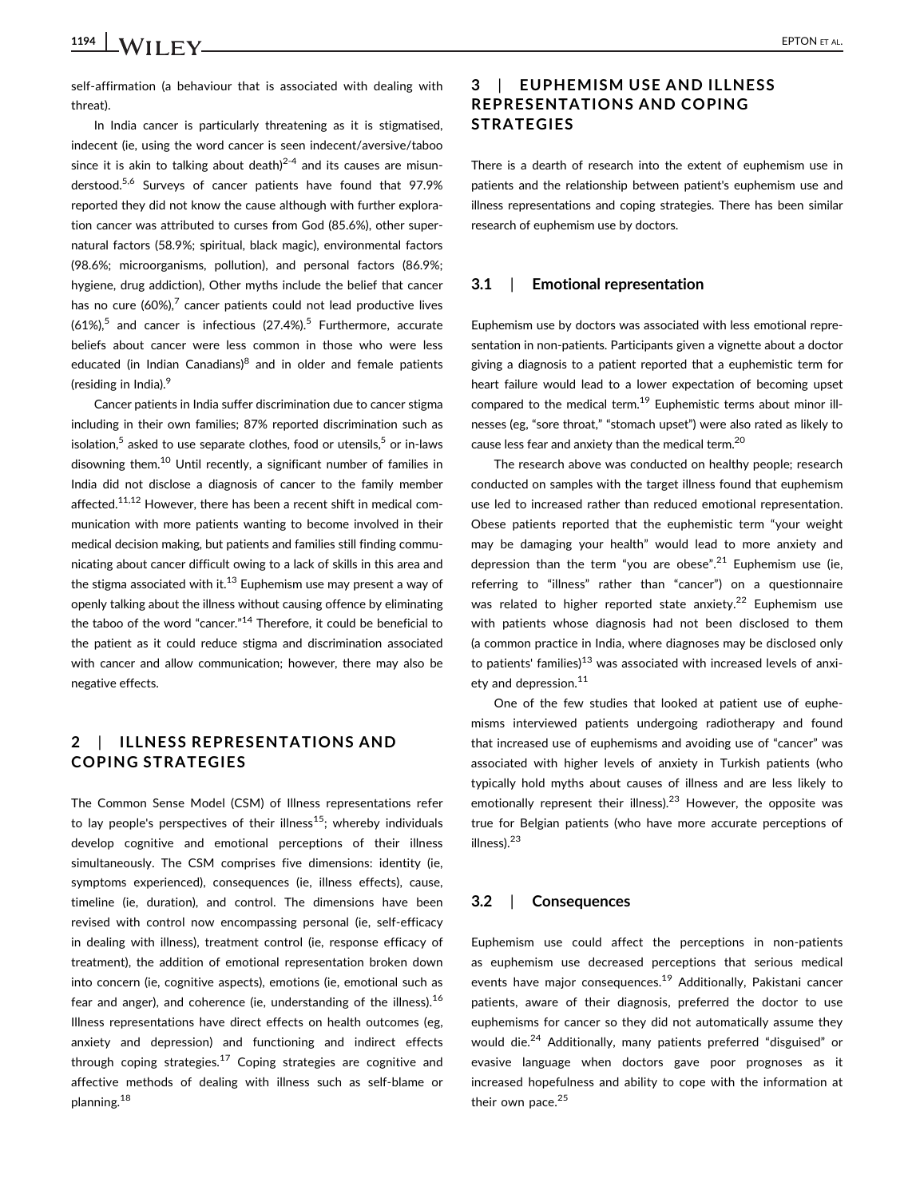self-affirmation (a behaviour that is associated with dealing with threat).

In India cancer is particularly threatening as it is stigmatised, indecent (ie, using the word cancer is seen indecent/aversive/taboo since it is akin to talking about death)[2-4] and its causes are misunderstood.[5,6] Surveys of cancer patients have found that 97.9% reported they did not know the cause although with further exploration cancer was attributed to curses from God (85.6%), other supernatural factors (58.9%; spiritual, black magic), environmental factors (98.6%; microorganisms, pollution), and personal factors (86.9%; hygiene, drug addiction), Other myths include the belief that cancer has no cure (60%),[7] cancer patients could not lead productive lives (61%),[5] and cancer is infectious (27.4%).[5] Furthermore, accurate beliefs about cancer were less common in those who were less educated (in Indian Canadians)[8] and in older and female patients (residing in India).[9]

Cancer patients in India suffer discrimination due to cancer stigma including in their own families; 87% reported discrimination such as isolation,[5] asked to use separate clothes, food or utensils,[5] or in-laws disowning them.[10] Until recently, a significant number of families in India did not disclose a diagnosis of cancer to the family member affected.[11,12] However, there has been a recent shift in medical communication with more patients wanting to become involved in their medical decision making, but patients and families still finding communicating about cancer difficult owing to a lack of skills in this area and the stigma associated with it.[13] Euphemism use may present a way of openly talking about the illness without causing offence by eliminating the taboo of the word "cancer."[14] Therefore, it could be beneficial to the patient as it could reduce stigma and discrimination associated with cancer and allow communication; however, there may also be negative effects.

## 2 | ILLNESS REPRESENTATIONS AND COPING STRATEGIES

The Common Sense Model (CSM) of Illness representations refer to lay people's perspectives of their illness[15]; whereby individuals develop cognitive and emotional perceptions of their illness simultaneously. The CSM comprises five dimensions: identity (ie, symptoms experienced), consequences (ie, illness effects), cause, timeline (ie, duration), and control. The dimensions have been revised with control now encompassing personal (ie, self-efficacy in dealing with illness), treatment control (ie, response efficacy of treatment), the addition of emotional representation broken down into concern (ie, cognitive aspects), emotions (ie, emotional such as fear and anger), and coherence (ie, understanding of the illness).[16] Illness representations have direct effects on health outcomes (eg, anxiety and depression) and functioning and indirect effects through coping strategies.[17] Coping strategies are cognitive and affective methods of dealing with illness such as self-blame or planning.[18]

## 3 | EUPHEMISM USE AND ILLNESS REPRESENTATIONS AND COPING STRATEGIES

There is a dearth of research into the extent of euphemism use in patients and the relationship between patient's euphemism use and illness representations and coping strategies. There has been similar research of euphemism use by doctors.

### 3.1 | Emotional representation

Euphemism use by doctors was associated with less emotional representation in non-patients. Participants given a vignette about a doctor giving a diagnosis to a patient reported that a euphemistic term for heart failure would lead to a lower expectation of becoming upset compared to the medical term.[19] Euphemistic terms about minor illnesses (eg, "sore throat," "stomach upset") were also rated as likely to cause less fear and anxiety than the medical term.[20]

The research above was conducted on healthy people; research conducted on samples with the target illness found that euphemism use led to increased rather than reduced emotional representation. Obese patients reported that the euphemistic term "your weight may be damaging your health" would lead to more anxiety and depression than the term "you are obese".[21] Euphemism use (ie, referring to "illness" rather than "cancer") on a questionnaire was related to higher reported state anxiety.[22] Euphemism use with patients whose diagnosis had not been disclosed to them (a common practice in India, where diagnoses may be disclosed only to patients' families)[13] was associated with increased levels of anxiety and depression.[11]

One of the few studies that looked at patient use of euphemisms interviewed patients undergoing radiotherapy and found that increased use of euphemisms and avoiding use of "cancer" was associated with higher levels of anxiety in Turkish patients (who typically hold myths about causes of illness and are less likely to emotionally represent their illness).[23] However, the opposite was true for Belgian patients (who have more accurate perceptions of illness).[23]

### 3.2 | Consequences

Euphemism use could affect the perceptions in non-patients as euphemism use decreased perceptions that serious medical events have major consequences.[19] Additionally, Pakistani cancer patients, aware of their diagnosis, preferred the doctor to use euphemisms for cancer so they did not automatically assume they would die.[24] Additionally, many patients preferred "disguised" or evasive language when doctors gave poor prognoses as it increased hopefulness and ability to cope with the information at their own pace.[25]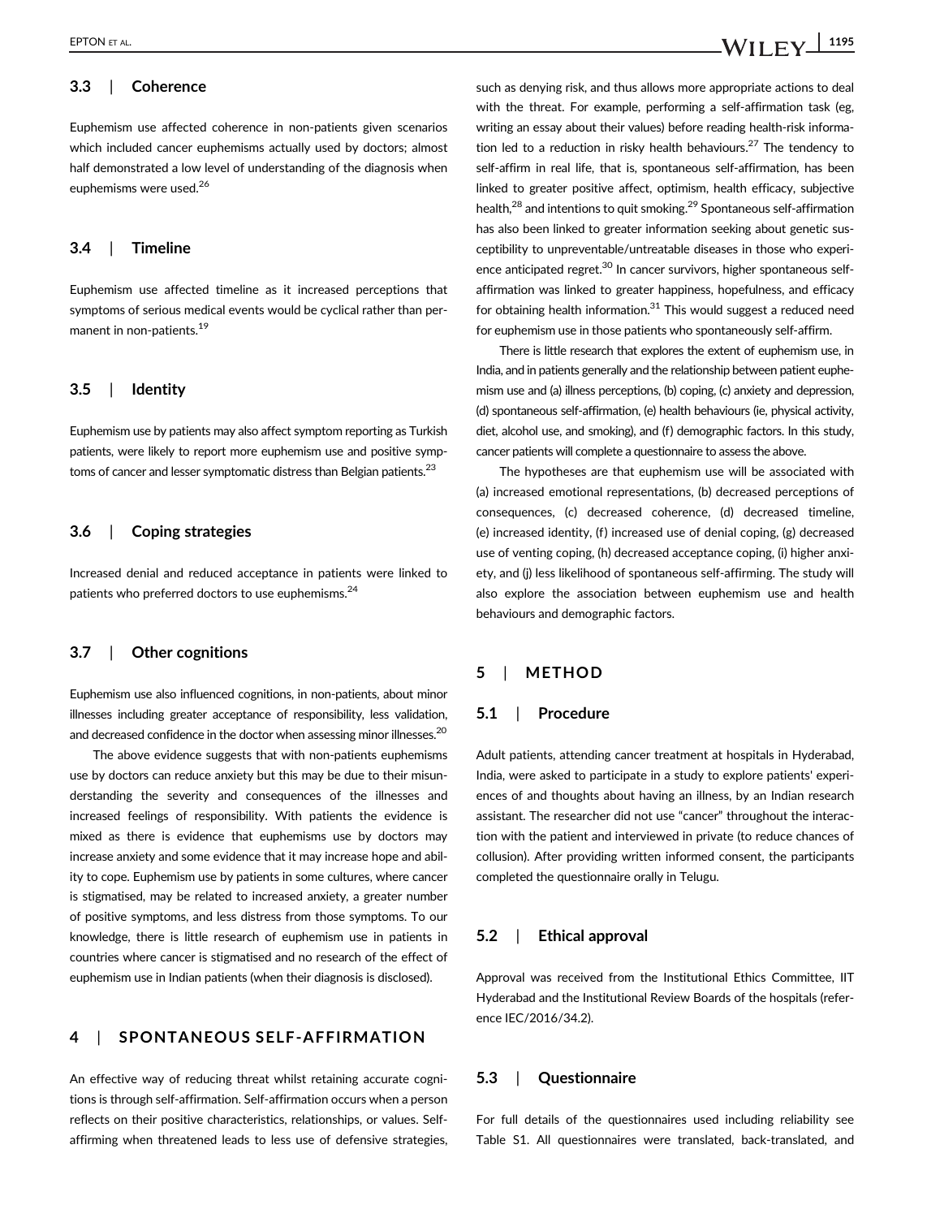### 3.3 | Coherence

Euphemism use affected coherence in non-patients given scenarios which included cancer euphemisms actually used by doctors; almost half demonstrated a low level of understanding of the diagnosis when euphemisms were used.[26]

### 3.4 | Timeline

Euphemism use affected timeline as it increased perceptions that symptoms of serious medical events would be cyclical rather than permanent in non-patients.[19]

### 3.5 | Identity

Euphemism use by patients may also affect symptom reporting as Turkish patients, were likely to report more euphemism use and positive symptoms of cancer and lesser symptomatic distress than Belgian patients.[23]

### 3.6 | Coping strategies

Increased denial and reduced acceptance in patients were linked to patients who preferred doctors to use euphemisms.[24]

### 3.7 | Other cognitions

Euphemism use also influenced cognitions, in non-patients, about minor illnesses including greater acceptance of responsibility, less validation, and decreased confidence in the doctor when assessing minor illnesses.[20]

The above evidence suggests that with non-patients euphemisms use by doctors can reduce anxiety but this may be due to their misunderstanding the severity and consequences of the illnesses and increased feelings of responsibility. With patients the evidence is mixed as there is evidence that euphemisms use by doctors may increase anxiety and some evidence that it may increase hope and ability to cope. Euphemism use by patients in some cultures, where cancer is stigmatised, may be related to increased anxiety, a greater number of positive symptoms, and less distress from those symptoms. To our knowledge, there is little research of euphemism use in patients in countries where cancer is stigmatised and no research of the effect of euphemism use in Indian patients (when their diagnosis is disclosed).

## 4 | SPONTANEOUS SELF-AFFIRMATION

An effective way of reducing threat whilst retaining accurate cognitions is through self-affirmation. Self-affirmation occurs when a person reflects on their positive characteristics, relationships, or values. Self-affirming when threatened leads to less use of defensive strategies, such as denying risk, and thus allows more appropriate actions to deal with the threat. For example, performing a self-affirmation task (eg, writing an essay about their values) before reading health-risk information led to a reduction in risky health behaviours.[27] The tendency to self-affirm in real life, that is, spontaneous self-affirmation, has been linked to greater positive affect, optimism, health efficacy, subjective health,[28] and intentions to quit smoking.[29] Spontaneous self-affirmation has also been linked to greater information seeking about genetic susceptibility to unpreventable/untreatable diseases in those who experience anticipated regret.[30] In cancer survivors, higher spontaneous self-affirmation was linked to greater happiness, hopefulness, and efficacy for obtaining health information.[31] This would suggest a reduced need for euphemism use in those patients who spontaneously self-affirm.

There is little research that explores the extent of euphemism use, in India, and in patients generally and the relationship between patient euphemism use and (a) illness perceptions, (b) coping, (c) anxiety and depression, (d) spontaneous self-affirmation, (e) health behaviours (ie, physical activity, diet, alcohol use, and smoking), and (f) demographic factors. In this study, cancer patients will complete a questionnaire to assess the above.

The hypotheses are that euphemism use will be associated with (a) increased emotional representations, (b) decreased perceptions of consequences, (c) decreased coherence, (d) decreased timeline, (e) increased identity, (f) increased use of denial coping, (g) decreased use of venting coping, (h) decreased acceptance coping, (i) higher anxiety, and (j) less likelihood of spontaneous self-affirming. The study will also explore the association between euphemism use and health behaviours and demographic factors.

## 5 | METHOD

### 5.1 | Procedure

Adult patients, attending cancer treatment at hospitals in Hyderabad, India, were asked to participate in a study to explore patients' experiences of and thoughts about having an illness, by an Indian research assistant. The researcher did not use "cancer" throughout the interaction with the patient and interviewed in private (to reduce chances of collusion). After providing written informed consent, the participants completed the questionnaire orally in Telugu.

### 5.2 | Ethical approval

Approval was received from the Institutional Ethics Committee, IIT Hyderabad and the Institutional Review Boards of the hospitals (reference IEC/2016/34.2).

### 5.3 | Questionnaire

For full details of the questionnaires used including reliability see Table S1. All questionnaires were translated, back-translated, and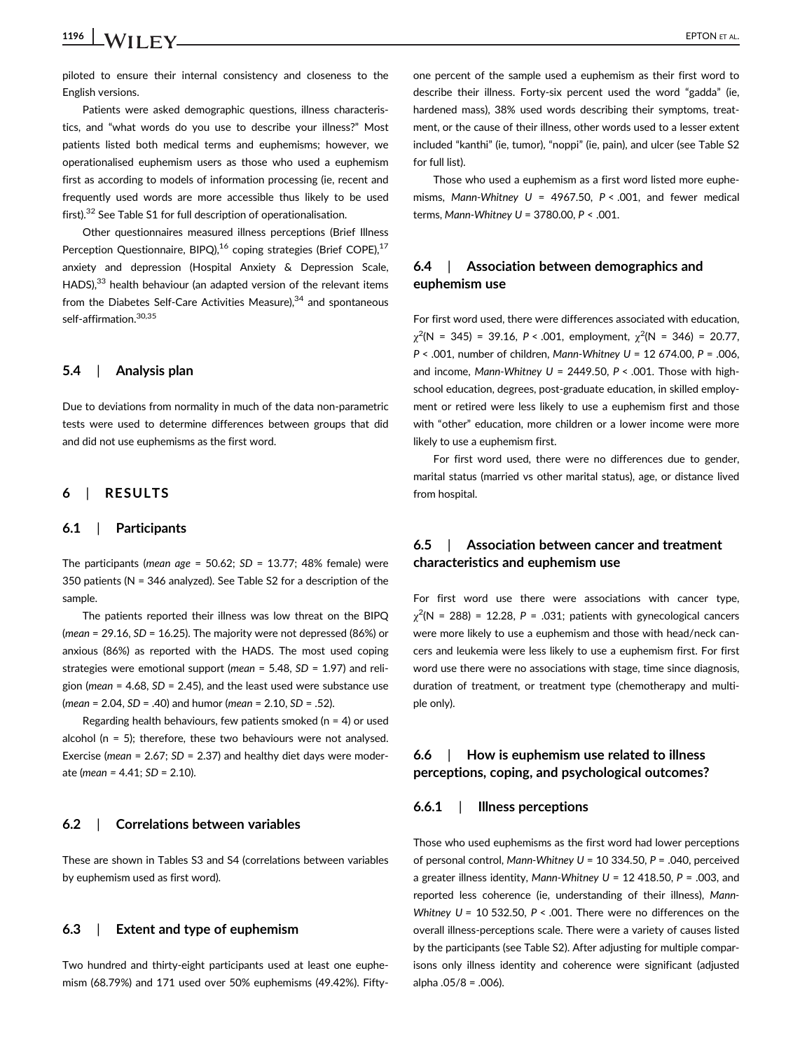piloted to ensure their internal consistency and closeness to the English versions.

Patients were asked demographic questions, illness characteristics, and "what words do you use to describe your illness?" Most patients listed both medical terms and euphemisms; however, we operationalised euphemism users as those who used a euphemism first as according to models of information processing (ie, recent and frequently used words are more accessible thus likely to be used first).[32] See Table S1 for full description of operationalisation.

Other questionnaires measured illness perceptions (Brief Illness Perception Questionnaire, BIPQ),[16] coping strategies (Brief COPE),[17] anxiety and depression (Hospital Anxiety & Depression Scale, HADS),[33] health behaviour (an adapted version of the relevant items from the Diabetes Self-Care Activities Measure),[34] and spontaneous self-affirmation.[30,35]

### 5.4 | Analysis plan

Due to deviations from normality in much of the data non-parametric tests were used to determine differences between groups that did and did not use euphemisms as the first word.

## 6 | RESULTS

### 6.1 | Participants

The participants (*mean age* = 50.62; *SD* = 13.77; 48% female) were 350 patients (N = 346 analyzed). See Table S2 for a description of the sample.

The patients reported their illness was low threat on the BIPQ (*mean* = 29.16, *SD* = 16.25). The majority were not depressed (86%) or anxious (86%) as reported with the HADS. The most used coping strategies were emotional support (*mean* = 5.48, *SD* = 1.97) and religion (*mean* = 4.68, *SD* = 2.45), and the least used were substance use (*mean* = 2.04, *SD* = .40) and humor (*mean* = 2.10, *SD* = .52).

Regarding health behaviours, few patients smoked (n = 4) or used alcohol (n = 5); therefore, these two behaviours were not analysed. Exercise (*mean* = 2.67; *SD* = 2.37) and healthy diet days were moderate (*mean* = 4.41; *SD* = 2.10).

### 6.2 | Correlations between variables

These are shown in Tables S3 and S4 (correlations between variables by euphemism used as first word).

### 6.3 | Extent and type of euphemism

Two hundred and thirty-eight participants used at least one euphemism (68.79%) and 171 used over 50% euphemisms (49.42%). Fifty-one percent of the sample used a euphemism as their first word to describe their illness. Forty-six percent used the word "gadda" (ie, hardened mass), 38% used words describing their symptoms, treatment, or the cause of their illness, other words used to a lesser extent included "kanthi" (ie, tumor), "noppi" (ie, pain), and ulcer (see Table S2 for full list).

Those who used a euphemism as a first word listed more euphemisms, *Mann-Whitney U* = 4967.50, *P* < .001, and fewer medical terms, *Mann-Whitney U* = 3780.00, *P* < .001.

### 6.4 | Association between demographics and euphemism use

For first word used, there were differences associated with education, $\chi^2$(N = 345) = 39.16, *P* < .001, employment, $\chi^2$(N = 346) = 20.77, *P* < .001, number of children, *Mann-Whitney U* = 12 674.00, *P* = .006, and income, *Mann-Whitney U* = 2449.50, *P* < .001. Those with high-school education, degrees, post-graduate education, in skilled employment or retired were less likely to use a euphemism first and those with "other" education, more children or a lower income were more likely to use a euphemism first.

For first word used, there were no differences due to gender, marital status (married vs other marital status), age, or distance lived from hospital.

### 6.5 | Association between cancer and treatment characteristics and euphemism use

For first word use there were associations with cancer type, $\chi^2$(N = 288) = 12.28, *P* = .031; patients with gynecological cancers were more likely to use a euphemism and those with head/neck cancers and leukemia were less likely to use a euphemism first. For first word use there were no associations with stage, time since diagnosis, duration of treatment, or treatment type (chemotherapy and multiple only).

### 6.6 | How is euphemism use related to illness perceptions, coping, and psychological outcomes?

#### 6.6.1 | Illness perceptions

Those who used euphemisms as the first word had lower perceptions of personal control, *Mann-Whitney U* = 10 334.50, *P* = .040, perceived a greater illness identity, *Mann-Whitney U* = 12 418.50, *P* = .003, and reported less coherence (ie, understanding of their illness), *Mann-Whitney U* = 10 532.50, *P* < .001. There were no differences on the overall illness-perceptions scale. There were a variety of causes listed by the participants (see Table S2). After adjusting for multiple comparisons only illness identity and coherence were significant (adjusted alpha .05/8 = .006).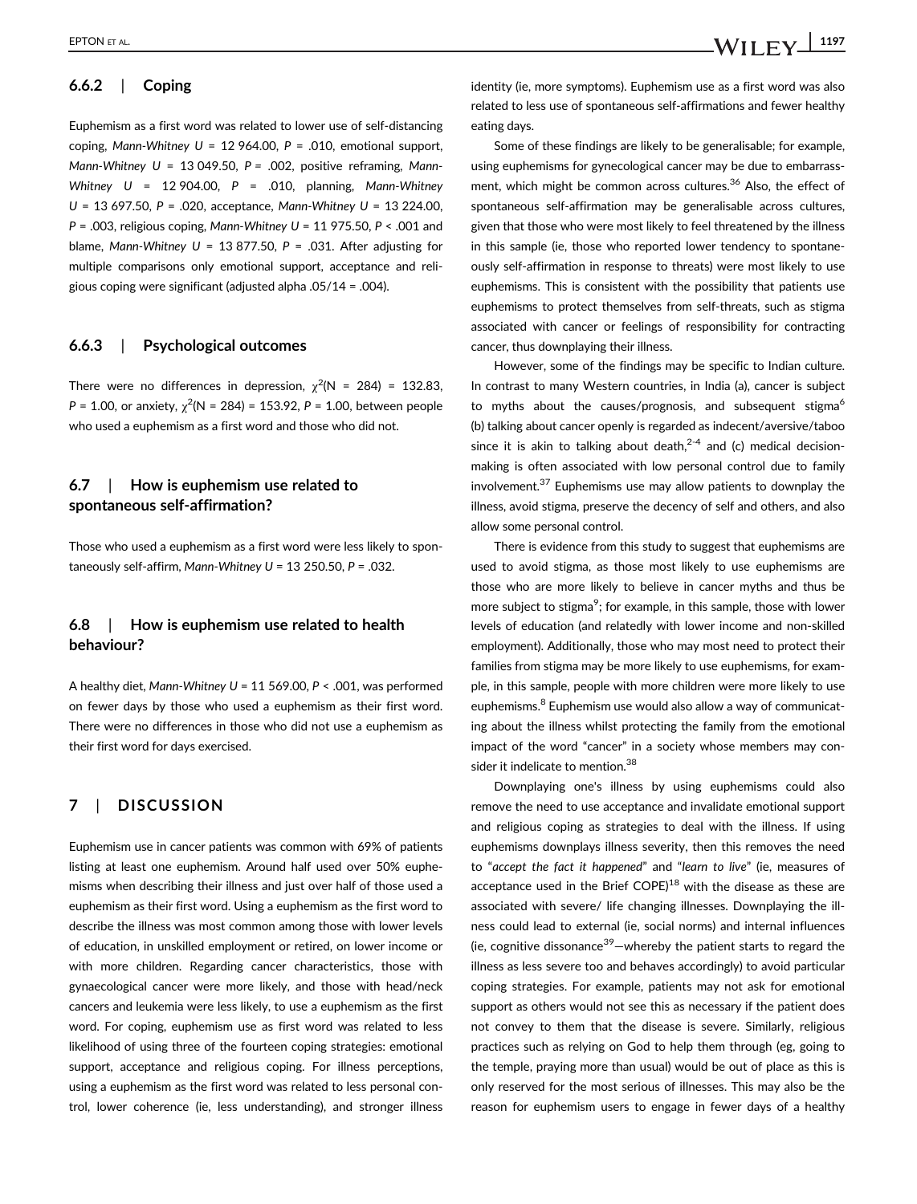### 6.6.2 | Coping

Euphemism as a first word was related to lower use of self-distancing coping, *Mann-Whitney U* = 12 964.00, *P* = .010, emotional support, *Mann-Whitney U* = 13 049.50, *P* = .002, positive reframing, *Mann-Whitney U* = 12 904.00, *P* = .010, planning, *Mann-Whitney U* = 13 697.50, *P* = .020, acceptance, *Mann-Whitney U* = 13 224.00, *P* = .003, religious coping, *Mann-Whitney U* = 11 975.50, *P* < .001 and blame, *Mann-Whitney U* = 13 877.50, *P* = .031. After adjusting for multiple comparisons only emotional support, acceptance and religious coping were significant (adjusted alpha .05/14 = .004).

### 6.6.3 | Psychological outcomes

There were no differences in depression, $\chi^2$(N = 284) = 132.83, *P* = 1.00, or anxiety, $\chi^2$(N = 284) = 153.92, *P* = 1.00, between people who used a euphemism as a first word and those who did not.

## 6.7 | How is euphemism use related to spontaneous self-affirmation?

Those who used a euphemism as a first word were less likely to spontaneously self-affirm, *Mann-Whitney U* = 13 250.50, *P* = .032.

## 6.8 | How is euphemism use related to health behaviour?

A healthy diet, *Mann-Whitney U* = 11 569.00, *P* < .001, was performed on fewer days by those who used a euphemism as their first word. There were no differences in those who did not use a euphemism as their first word for days exercised.

# 7 | DISCUSSION

Euphemism use in cancer patients was common with 69% of patients listing at least one euphemism. Around half used over 50% euphemisms when describing their illness and just over half of those used a euphemism as their first word. Using a euphemism as the first word to describe the illness was most common among those with lower levels of education, in unskilled employment or retired, on lower income or with more children. Regarding cancer characteristics, those with gynaecological cancer were more likely, and those with head/neck cancers and leukemia were less likely, to use a euphemism as the first word. For coping, euphemism use as first word was related to less likelihood of using three of the fourteen coping strategies: emotional support, acceptance and religious coping. For illness perceptions, using a euphemism as the first word was related to less personal control, lower coherence (ie, less understanding), and stronger illness identity (ie, more symptoms). Euphemism use as a first word was also related to less use of spontaneous self-affirmations and fewer healthy eating days.

Some of these findings are likely to be generalisable; for example, using euphemisms for gynecological cancer may be due to embarrassment, which might be common across cultures.[36] Also, the effect of spontaneous self-affirmation may be generalisable across cultures, given that those who were most likely to feel threatened by the illness in this sample (ie, those who reported lower tendency to spontaneously self-affirmation in response to threats) were most likely to use euphemisms. This is consistent with the possibility that patients use euphemisms to protect themselves from self-threats, such as stigma associated with cancer or feelings of responsibility for contracting cancer, thus downplaying their illness.

However, some of the findings may be specific to Indian culture. In contrast to many Western countries, in India (a), cancer is subject to myths about the causes/prognosis, and subsequent stigma[6] (b) talking about cancer openly is regarded as indecent/aversive/taboo since it is akin to talking about death,[2-4] and (c) medical decision-making is often associated with low personal control due to family involvement.[37] Euphemisms use may allow patients to downplay the illness, avoid stigma, preserve the decency of self and others, and also allow some personal control.

There is evidence from this study to suggest that euphemisms are used to avoid stigma, as those most likely to use euphemisms are those who are more likely to believe in cancer myths and thus be more subject to stigma[9]; for example, in this sample, those with lower levels of education (and relatedly with lower income and non-skilled employment). Additionally, those who may most need to protect their families from stigma may be more likely to use euphemisms, for example, in this sample, people with more children were more likely to use euphemisms.[8] Euphemism use would also allow a way of communicating about the illness whilst protecting the family from the emotional impact of the word "cancer" in a society whose members may consider it indelicate to mention.[38]

Downplaying one's illness by using euphemisms could also remove the need to use acceptance and invalidate emotional support and religious coping as strategies to deal with the illness. If using euphemisms downplays illness severity, then this removes the need to "*accept the fact it happened*" and "*learn to live*" (ie, measures of acceptance used in the Brief COPE)[18] with the disease as these are associated with severe/ life changing illnesses. Downplaying the illness could lead to external (ie, social norms) and internal influences (ie, cognitive dissonance[39]—whereby the patient starts to regard the illness as less severe too and behaves accordingly) to avoid particular coping strategies. For example, patients may not ask for emotional support as others would not see this as necessary if the patient does not convey to them that the disease is severe. Similarly, religious practices such as relying on God to help them through (eg, going to the temple, praying more than usual) would be out of place as this is only reserved for the most serious of illnesses. This may also be the reason for euphemism users to engage in fewer days of a healthy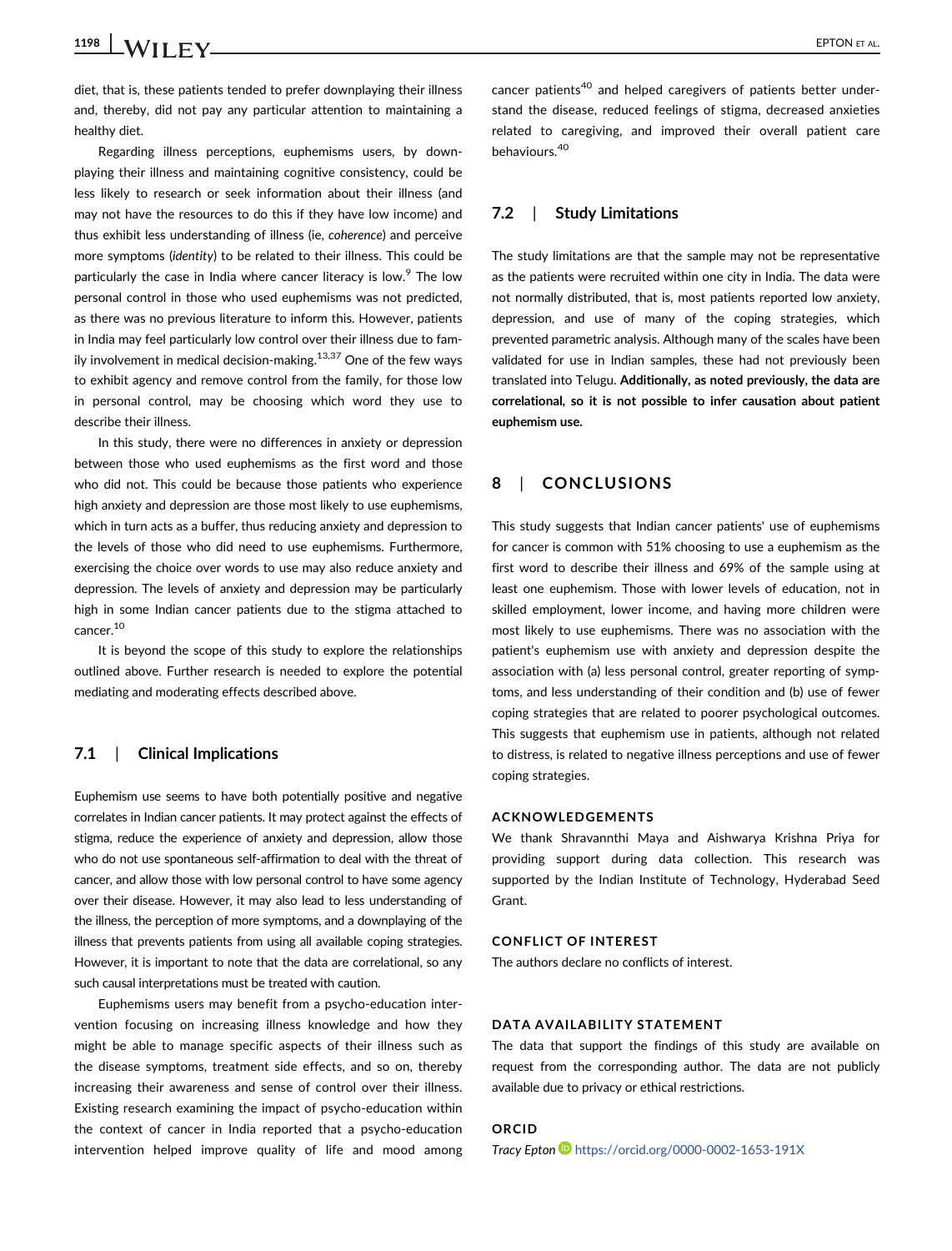diet, that is, these patients tended to prefer downplaying their illness and, thereby, did not pay any particular attention to maintaining a healthy diet.

Regarding illness perceptions, euphemisms users, by downplaying their illness and maintaining cognitive consistency, could be less likely to research or seek information about their illness (and may not have the resources to do this if they have low income) and thus exhibit less understanding of illness (ie, *coherence*) and perceive more symptoms (*identity*) to be related to their illness. This could be particularly the case in India where cancer literacy is low.[9] The low personal control in those who used euphemisms was not predicted, as there was no previous literature to inform this. However, patients in India may feel particularly low control over their illness due to family involvement in medical decision-making.[13,37] One of the few ways to exhibit agency and remove control from the family, for those low in personal control, may be choosing which word they use to describe their illness.

In this study, there were no differences in anxiety or depression between those who used euphemisms as the first word and those who did not. This could be because those patients who experience high anxiety and depression are those most likely to use euphemisms, which in turn acts as a buffer, thus reducing anxiety and depression to the levels of those who did need to use euphemisms. Furthermore, exercising the choice over words to use may also reduce anxiety and depression. The levels of anxiety and depression may be particularly high in some Indian cancer patients due to the stigma attached to cancer.[10]

It is beyond the scope of this study to explore the relationships outlined above. Further research is needed to explore the potential mediating and moderating effects described above.

### 7.1 | Clinical Implications

Euphemism use seems to have both potentially positive and negative correlates in Indian cancer patients. It may protect against the effects of stigma, reduce the experience of anxiety and depression, allow those who do not use spontaneous self-affirmation to deal with the threat of cancer, and allow those with low personal control to have some agency over their disease. However, it may also lead to less understanding of the illness, the perception of more symptoms, and a downplaying of the illness that prevents patients from using all available coping strategies. However, it is important to note that the data are correlational, so any such causal interpretations must be treated with caution.

Euphemisms users may benefit from a psycho-education intervention focusing on increasing illness knowledge and how they might be able to manage specific aspects of their illness such as the disease symptoms, treatment side effects, and so on, thereby increasing their awareness and sense of control over their illness. Existing research examining the impact of psycho-education within the context of cancer in India reported that a psycho-education intervention helped improve quality of life and mood among cancer patients[40] and helped caregivers of patients better understand the disease, reduced feelings of stigma, decreased anxieties related to caregiving, and improved their overall patient care behaviours.[40]

### 7.2 | Study Limitations

The study limitations are that the sample may not be representative as the patients were recruited within one city in India. The data were not normally distributed, that is, most patients reported low anxiety, depression, and use of many of the coping strategies, which prevented parametric analysis. Although many of the scales have been validated for use in Indian samples, these had not previously been translated into Telugu. **Additionally, as noted previously, the data are correlational, so it is not possible to infer causation about patient euphemism use.**

## 8 | CONCLUSIONS

This study suggests that Indian cancer patients' use of euphemisms for cancer is common with 51% choosing to use a euphemism as the first word to describe their illness and 69% of the sample using at least one euphemism. Those with lower levels of education, not in skilled employment, lower income, and having more children were most likely to use euphemisms. There was no association with the patient's euphemism use with anxiety and depression despite the association with (a) less personal control, greater reporting of symptoms, and less understanding of their condition and (b) use of fewer coping strategies that are related to poorer psychological outcomes. This suggests that euphemism use in patients, although not related to distress, is related to negative illness perceptions and use of fewer coping strategies.

#### ACKNOWLEDGEMENTS

We thank Shravannthi Maya and Aishwarya Krishna Priya for providing support during data collection. This research was supported by the Indian Institute of Technology, Hyderabad Seed Grant.

#### CONFLICT OF INTEREST

The authors declare no conflicts of interest.

#### DATA AVAILABILITY STATEMENT

The data that support the findings of this study are available on request from the corresponding author. The data are not publicly available due to privacy or ethical restrictions.

#### ORCID

*Tracy Epton* https://orcid.org/0000-0002-1653-191X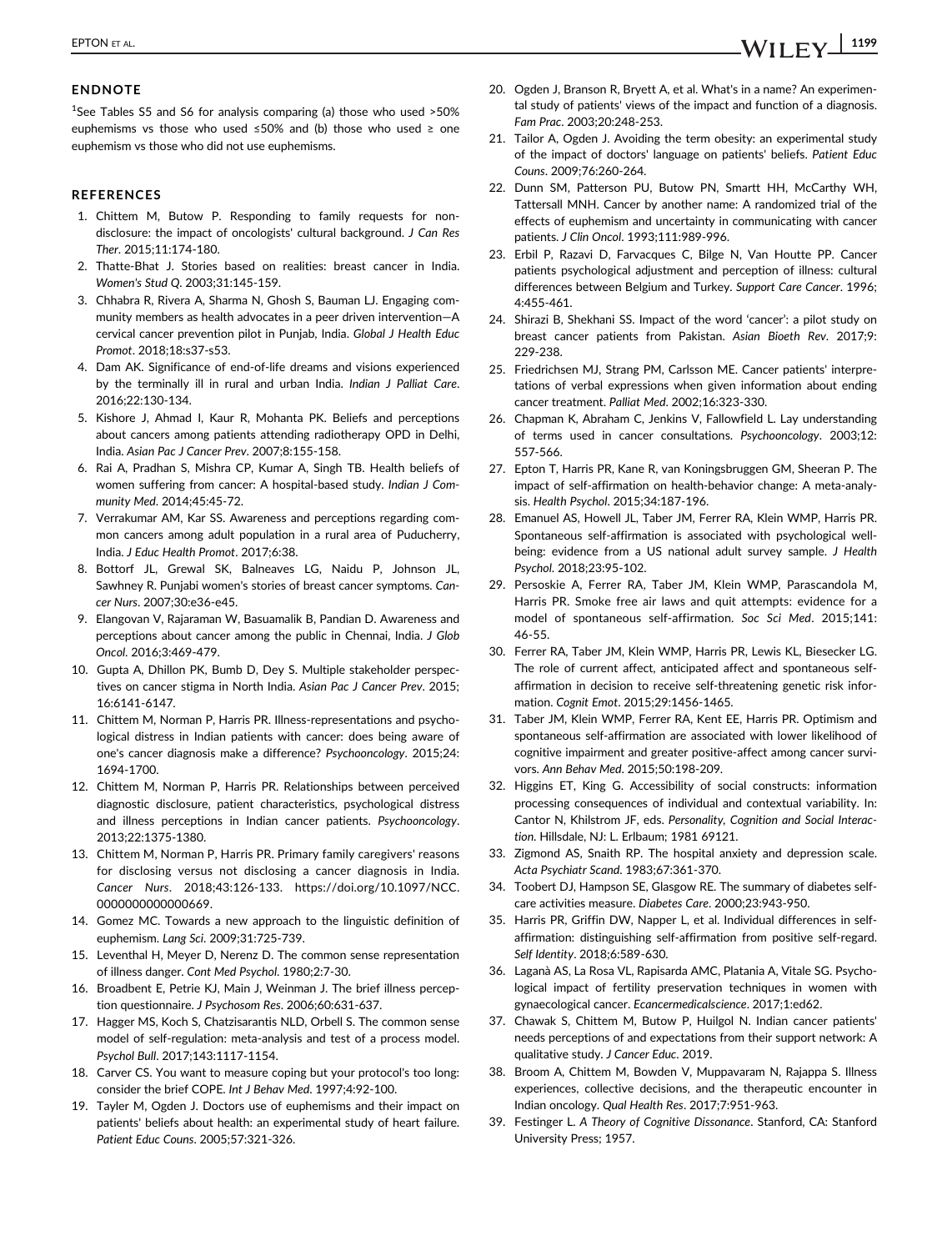## ENDNOTE

[1]See Tables S5 and S6 for analysis comparing (a) those who used >50% euphemisms vs those who used ≤50% and (b) those who used ≥ one euphemism vs those who did not use euphemisms.

## REFERENCES

1. Chittem M, Butow P. Responding to family requests for non-disclosure: the impact of oncologists' cultural background. *J Can Res Ther*. 2015;11:174-180.
2. Thatte-Bhat J. Stories based on realities: breast cancer in India. *Women's Stud Q*. 2003;31:145-159.
3. Chhabra R, Rivera A, Sharma N, Ghosh S, Bauman LJ. Engaging community members as health advocates in a peer driven intervention—A cervical cancer prevention pilot in Punjab, India. *Global J Health Educ Promot*. 2018;18:s37-s53.
4. Dam AK. Significance of end-of-life dreams and visions experienced by the terminally ill in rural and urban India. *Indian J Palliat Care*. 2016;22:130-134.
5. Kishore J, Ahmad I, Kaur R, Mohanta PK. Beliefs and perceptions about cancers among patients attending radiotherapy OPD in Delhi, India. *Asian Pac J Cancer Prev*. 2007;8:155-158.
6. Rai A, Pradhan S, Mishra CP, Kumar A, Singh TB. Health beliefs of women suffering from cancer: A hospital-based study. *Indian J Community Med*. 2014;45:45-72.
7. Verrakumar AM, Kar SS. Awareness and perceptions regarding common cancers among adult population in a rural area of Puducherry, India. *J Educ Health Promot*. 2017;6:38.
8. Bottorf JL, Grewal SK, Balneaves LG, Naidu P, Johnson JL, Sawhney R. Punjabi women's stories of breast cancer symptoms. *Cancer Nurs*. 2007;30:e36-e45.
9. Elangovan V, Rajaraman W, Basuamalik B, Pandian D. Awareness and perceptions about cancer among the public in Chennai, India. *J Glob Oncol*. 2016;3:469-479.
10. Gupta A, Dhillon PK, Bumb D, Dey S. Multiple stakeholder perspectives on cancer stigma in North India. *Asian Pac J Cancer Prev*. 2015;16:6141-6147.
11. Chittem M, Norman P, Harris PR. Illness-representations and psychological distress in Indian patients with cancer: does being aware of one's cancer diagnosis make a difference? *Psychooncology*. 2015;24:1694-1700.
12. Chittem M, Norman P, Harris PR. Relationships between perceived diagnostic disclosure, patient characteristics, psychological distress and illness perceptions in Indian cancer patients. *Psychooncology*. 2013;22:1375-1380.
13. Chittem M, Norman P, Harris PR. Primary family caregivers' reasons for disclosing versus not disclosing a cancer diagnosis in India. *Cancer Nurs*. 2018;43:126-133. https://doi.org/10.1097/NCC.0000000000000669.
14. Gomez MC. Towards a new approach to the linguistic definition of euphemism. *Lang Sci*. 2009;31:725-739.
15. Leventhal H, Meyer D, Nerenz D. The common sense representation of illness danger. *Cont Med Psychol*. 1980;2:7-30.
16. Broadbent E, Petrie KJ, Main J, Weinman J. The brief illness perception questionnaire. *J Psychosom Res*. 2006;60:631-637.
17. Hagger MS, Koch S, Chatzisarantis NLD, Orbell S. The common sense model of self-regulation: meta-analysis and test of a process model. *Psychol Bull*. 2017;143:1117-1154.
18. Carver CS. You want to measure coping but your protocol's too long: consider the brief COPE. *Int J Behav Med*. 1997;4:92-100.
19. Tayler M, Ogden J. Doctors use of euphemisms and their impact on patients' beliefs about health: an experimental study of heart failure. *Patient Educ Couns*. 2005;57:321-326.
20. Ogden J, Branson R, Bryett A, et al. What's in a name? An experimental study of patients' views of the impact and function of a diagnosis. *Fam Prac*. 2003;20:248-253.
21. Tailor A, Ogden J. Avoiding the term obesity: an experimental study of the impact of doctors' language on patients' beliefs. *Patient Educ Couns*. 2009;76:260-264.
22. Dunn SM, Patterson PU, Butow PN, Smartt HH, McCarthy WH, Tattersall MNH. Cancer by another name: A randomized trial of the effects of euphemism and uncertainty in communicating with cancer patients. *J Clin Oncol*. 1993;111:989-996.
23. Erbil P, Razavi D, Farvacques C, Bilge N, Van Houtte PP. Cancer patients psychological adjustment and perception of illness: cultural differences between Belgium and Turkey. *Support Care Cancer*. 1996;4:455-461.
24. Shirazi B, Shekhani SS. Impact of the word 'cancer': a pilot study on breast cancer patients from Pakistan. *Asian Bioeth Rev*. 2017;9:229-238.
25. Friedrichsen MJ, Strang PM, Carlsson ME. Cancer patients' interpretations of verbal expressions when given information about ending cancer treatment. *Palliat Med*. 2002;16:323-330.
26. Chapman K, Abraham C, Jenkins V, Fallowfield L. Lay understanding of terms used in cancer consultations. *Psychooncology*. 2003;12:557-566.
27. Epton T, Harris PR, Kane R, van Koningsbruggen GM, Sheeran P. The impact of self-affirmation on health-behavior change: A meta-analysis. *Health Psychol*. 2015;34:187-196.
28. Emanuel AS, Howell JL, Taber JM, Ferrer RA, Klein WMP, Harris PR. Spontaneous self-affirmation is associated with psychological well-being: evidence from a US national adult survey sample. *J Health Psychol*. 2018;23:95-102.
29. Persoskie A, Ferrer RA, Taber JM, Klein WMP, Parascandola M, Harris PR. Smoke free air laws and quit attempts: evidence for a model of spontaneous self-affirmation. *Soc Sci Med*. 2015;141:46-55.
30. Ferrer RA, Taber JM, Klein WMP, Harris PR, Lewis KL, Biesecker LG. The role of current affect, anticipated affect and spontaneous self-affirmation in decision to receive self-threatening genetic risk information. *Cognit Emot*. 2015;29:1456-1465.
31. Taber JM, Klein WMP, Ferrer RA, Kent EE, Harris PR. Optimism and spontaneous self-affirmation are associated with lower likelihood of cognitive impairment and greater positive-affect among cancer survivors. *Ann Behav Med*. 2015;50:198-209.
32. Higgins ET, King G. Accessibility of social constructs: information processing consequences of individual and contextual variability. In: Cantor N, Khilstrom JF, eds. *Personality, Cognition and Social Interaction*. Hillsdale, NJ: L. Erlbaum; 1981 69121.
33. Zigmond AS, Snaith RP. The hospital anxiety and depression scale. *Acta Psychiatr Scand*. 1983;67:361-370.
34. Toobert DJ, Hampson SE, Glasgow RE. The summary of diabetes self-care activities measure. *Diabetes Care*. 2000;23:943-950.
35. Harris PR, Griffin DW, Napper L, et al. Individual differences in self-affirmation: distinguishing self-affirmation from positive self-regard. *Self Identity*. 2018;6:589-630.
36. Laganà AS, La Rosa VL, Rapisarda AMC, Platania A, Vitale SG. Psychological impact of fertility preservation techniques in women with gynaecological cancer. *Ecancermedicalscience*. 2017;1:ed62.
37. Chawak S, Chittem M, Butow P, Huilgol N. Indian cancer patients' needs perceptions of and expectations from their support network: A qualitative study. *J Cancer Educ*. 2019.
38. Broom A, Chittem M, Bowden V, Muppavaram N, Rajappa S. Illness experiences, collective decisions, and the therapeutic encounter in Indian oncology. *Qual Health Res*. 2017;7:951-963.
39. Festinger L. *A Theory of Cognitive Dissonance*. Stanford, CA: Stanford University Press; 1957.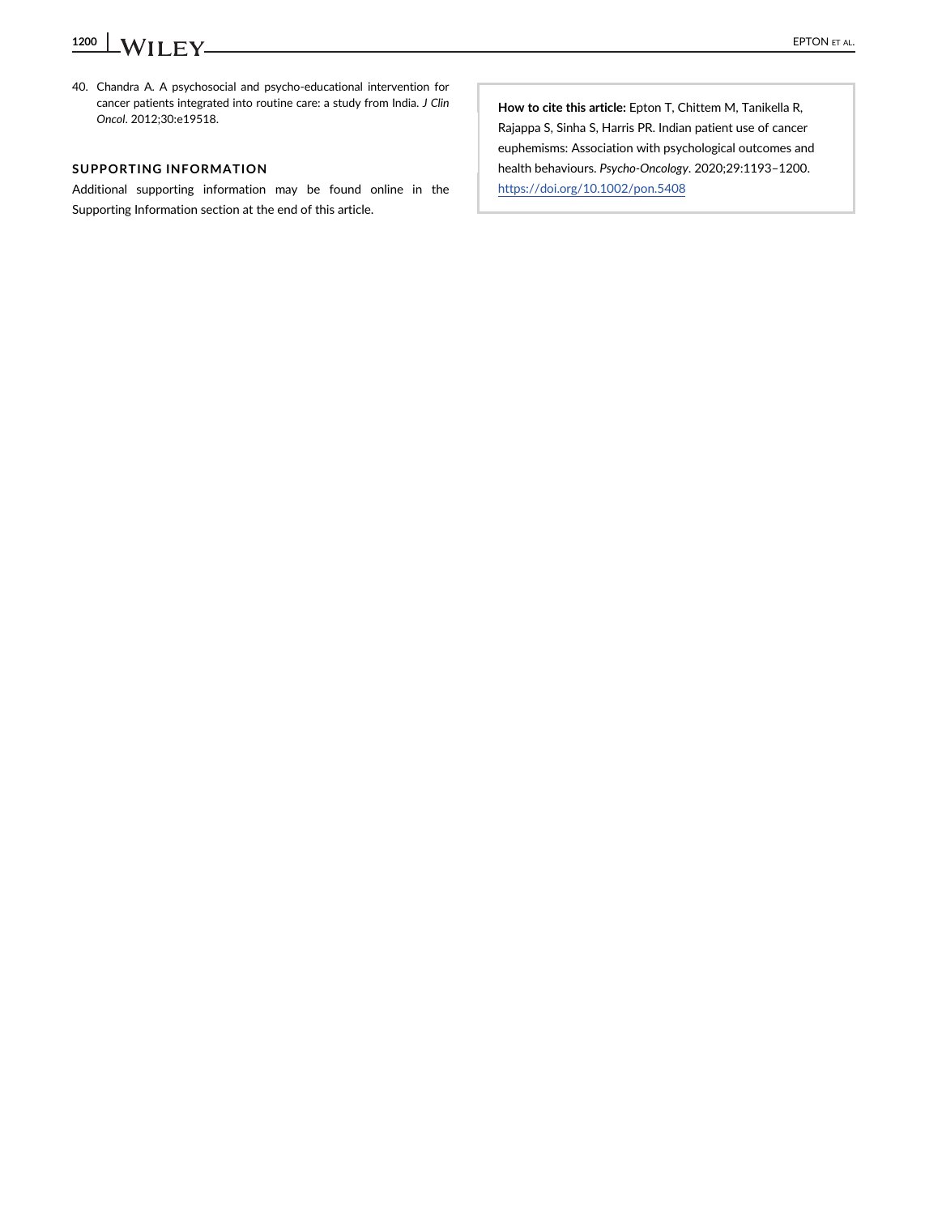40. Chandra A. A psychosocial and psycho-educational intervention for cancer patients integrated into routine care: a study from India. *J Clin Oncol*. 2012;30:e19518.

## SUPPORTING INFORMATION

Additional supporting information may be found online in the Supporting Information section at the end of this article.

**How to cite this article:** Epton T, Chittem M, Tanikella R, Rajappa S, Sinha S, Harris PR. Indian patient use of cancer euphemisms: Association with psychological outcomes and health behaviours. *Psycho-Oncology*. 2020;29:1193–1200. https://doi.org/10.1002/pon.5408